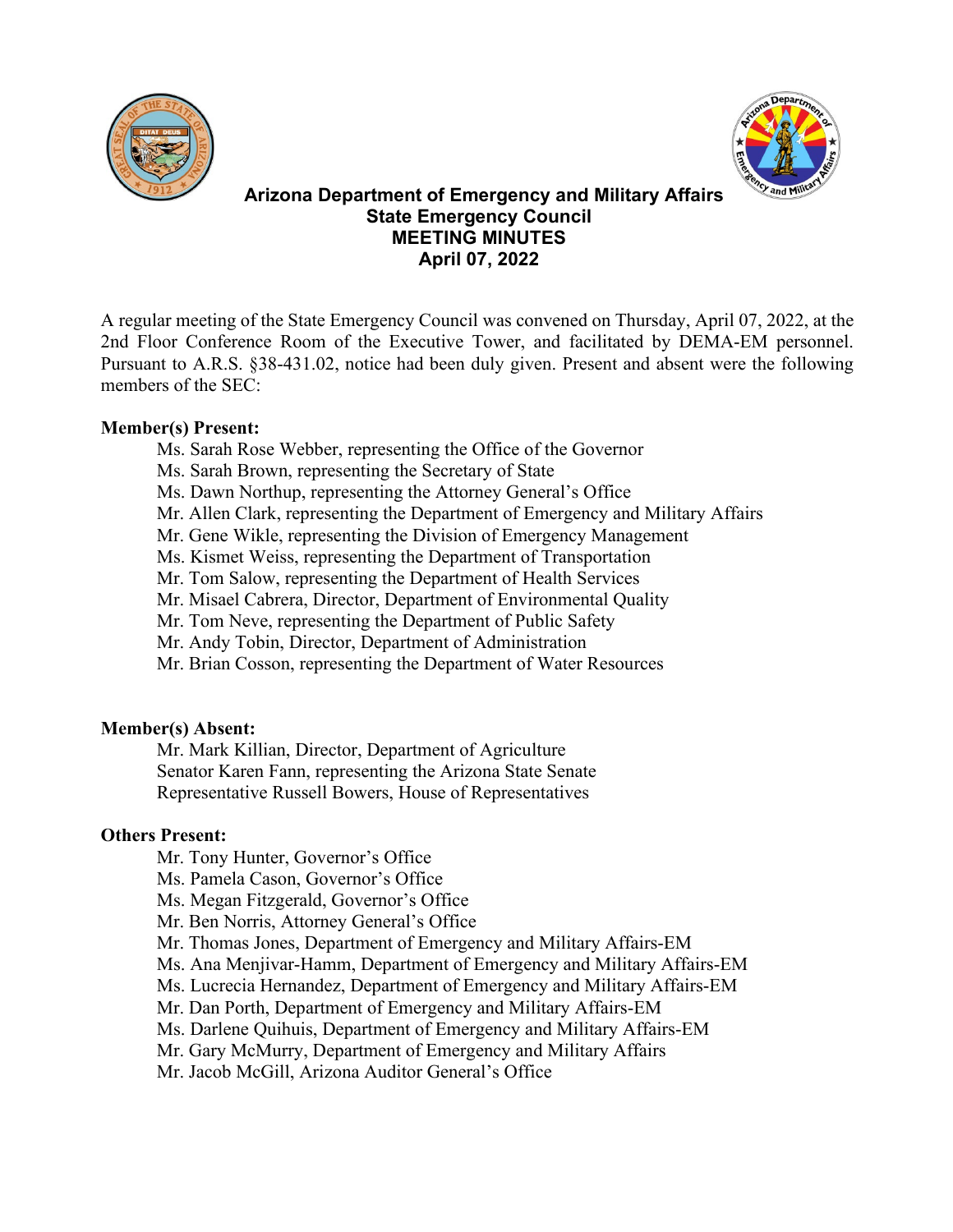# Arizona Department of Emergency and Military Affairs
## State Emergency Council
## MEETING MINUTES
## April 07, 2022

A regular meeting of the State Emergency Council was convened on Thursday, April 07, 2022, at the 2nd Floor Conference Room of the Executive Tower, and facilitated by DEMA-EM personnel. Pursuant to A.R.S. §38-431.02, notice had been duly given. Present and absent were the following members of the SEC:

**Member(s) Present:**

- Ms. Sarah Rose Webber, representing the Office of the Governor
- Ms. Sarah Brown, representing the Secretary of State
- Ms. Dawn Northup, representing the Attorney General's Office
- Mr. Allen Clark, representing the Department of Emergency and Military Affairs
- Mr. Gene Wikle, representing the Division of Emergency Management
- Ms. Kismet Weiss, representing the Department of Transportation
- Mr. Tom Salow, representing the Department of Health Services
- Mr. Misael Cabrera, Director, Department of Environmental Quality
- Mr. Tom Neve, representing the Department of Public Safety
- Mr. Andy Tobin, Director, Department of Administration
- Mr. Brian Cosson, representing the Department of Water Resources

**Member(s) Absent:**

- Mr. Mark Killian, Director, Department of Agriculture
- Senator Karen Fann, representing the Arizona State Senate
- Representative Russell Bowers, House of Representatives

**Others Present:**

- Mr. Tony Hunter, Governor's Office
- Ms. Pamela Cason, Governor's Office
- Ms. Megan Fitzgerald, Governor's Office
- Mr. Ben Norris, Attorney General's Office
- Mr. Thomas Jones, Department of Emergency and Military Affairs-EM
- Ms. Ana Menjivar-Hamm, Department of Emergency and Military Affairs-EM
- Ms. Lucrecia Hernandez, Department of Emergency and Military Affairs-EM
- Mr. Dan Porth, Department of Emergency and Military Affairs-EM
- Ms. Darlene Quihuis, Department of Emergency and Military Affairs-EM
- Mr. Gary McMurry, Department of Emergency and Military Affairs
- Mr. Jacob McGill, Arizona Auditor General's Office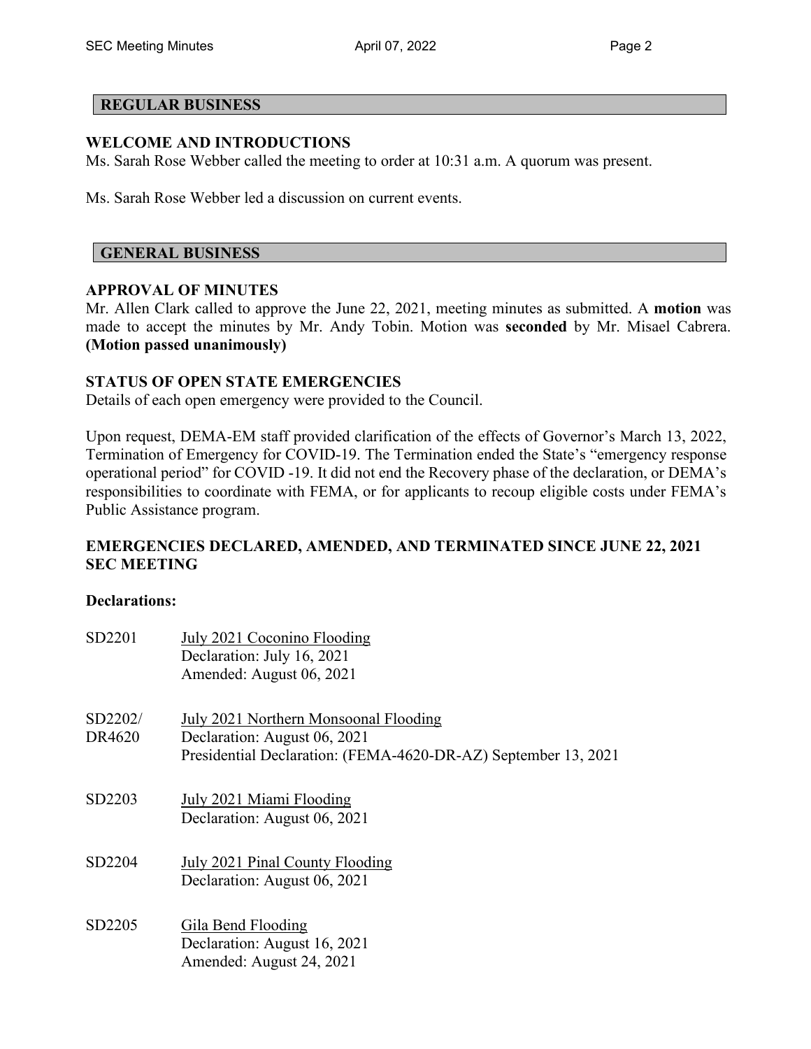## REGULAR BUSINESS

### WELCOME AND INTRODUCTIONS

Ms. Sarah Rose Webber called the meeting to order at 10:31 a.m. A quorum was present.

Ms. Sarah Rose Webber led a discussion on current events.

## GENERAL BUSINESS

### APPROVAL OF MINUTES

Mr. Allen Clark called to approve the June 22, 2021, meeting minutes as submitted. A **motion** was made to accept the minutes by Mr. Andy Tobin. Motion was **seconded** by Mr. Misael Cabrera. **(Motion passed unanimously)**

### STATUS OF OPEN STATE EMERGENCIES

Details of each open emergency were provided to the Council.

Upon request, DEMA-EM staff provided clarification of the effects of Governor's March 13, 2022, Termination of Emergency for COVID-19. The Termination ended the State's "emergency response operational period" for COVID -19. It did not end the Recovery phase of the declaration, or DEMA's responsibilities to coordinate with FEMA, or for applicants to recoup eligible costs under FEMA's Public Assistance program.

### EMERGENCIES DECLARED, AMENDED, AND TERMINATED SINCE JUNE 22, 2021 SEC MEETING

**Declarations:**

SD2201 — July 2021 Coconino Flooding
Declaration: July 16, 2021
Amended: August 06, 2021

SD2202/DR4620 — July 2021 Northern Monsoonal Flooding
Declaration: August 06, 2021
Presidential Declaration: (FEMA-4620-DR-AZ) September 13, 2021

SD2203 — July 2021 Miami Flooding
Declaration: August 06, 2021

SD2204 — July 2021 Pinal County Flooding
Declaration: August 06, 2021

SD2205 — Gila Bend Flooding
Declaration: August 16, 2021
Amended: August 24, 2021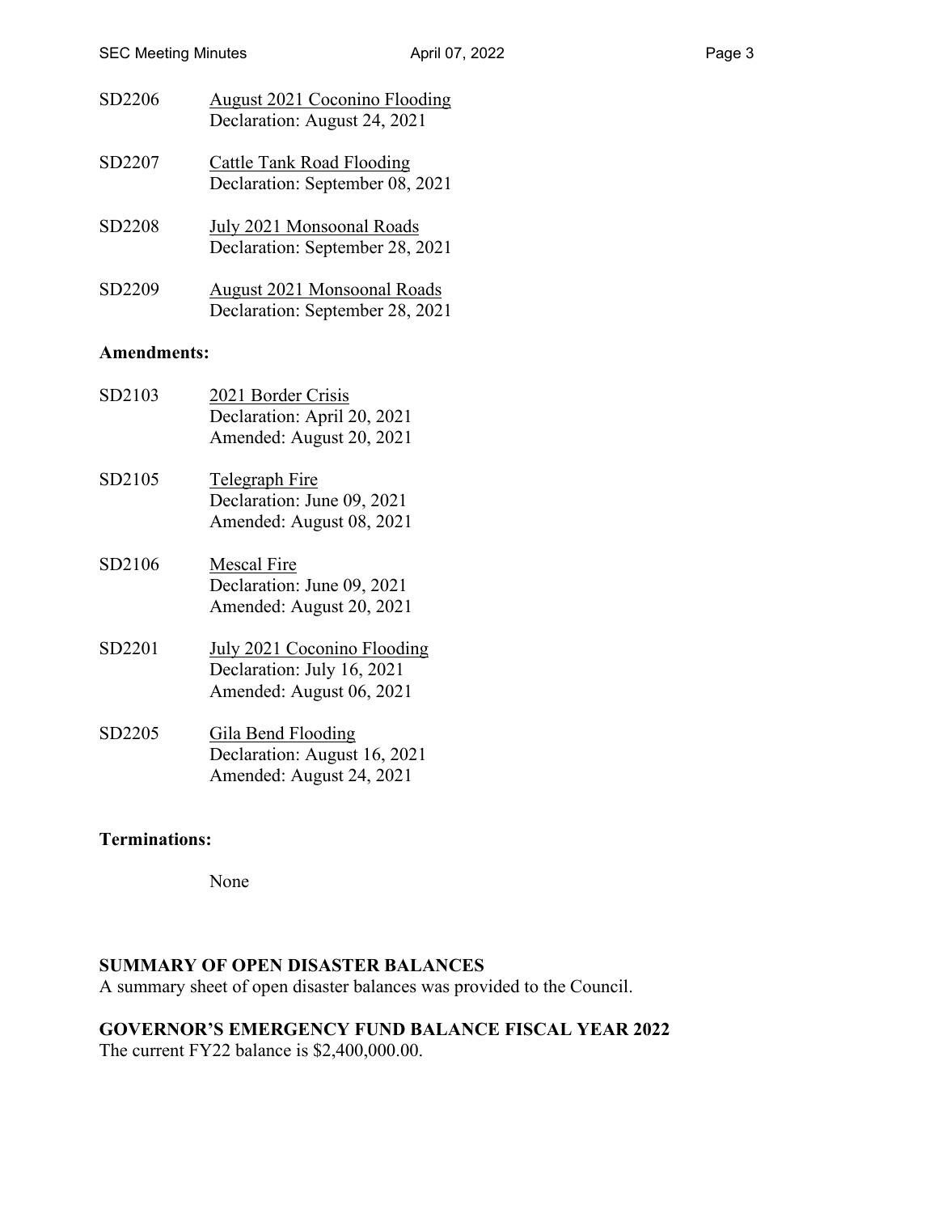SD2206 <u>August 2021 Coconino Flooding</u>
Declaration: August 24, 2021

SD2207 <u>Cattle Tank Road Flooding</u>
Declaration: September 08, 2021

SD2208 <u>July 2021 Monsoonal Roads</u>
Declaration: September 28, 2021

SD2209 <u>August 2021 Monsoonal Roads</u>
Declaration: September 28, 2021

**Amendments:**

SD2103 <u>2021 Border Crisis</u>
Declaration: April 20, 2021
Amended: August 20, 2021

SD2105 <u>Telegraph Fire</u>
Declaration: June 09, 2021
Amended: August 08, 2021

SD2106 <u>Mescal Fire</u>
Declaration: June 09, 2021
Amended: August 20, 2021

SD2201 <u>July 2021 Coconino Flooding</u>
Declaration: July 16, 2021
Amended: August 06, 2021

SD2205 <u>Gila Bend Flooding</u>
Declaration: August 16, 2021
Amended: August 24, 2021

**Terminations:**

None

## SUMMARY OF OPEN DISASTER BALANCES

A summary sheet of open disaster balances was provided to the Council.

## GOVERNOR'S EMERGENCY FUND BALANCE FISCAL YEAR 2022

The current FY22 balance is $2,400,000.00.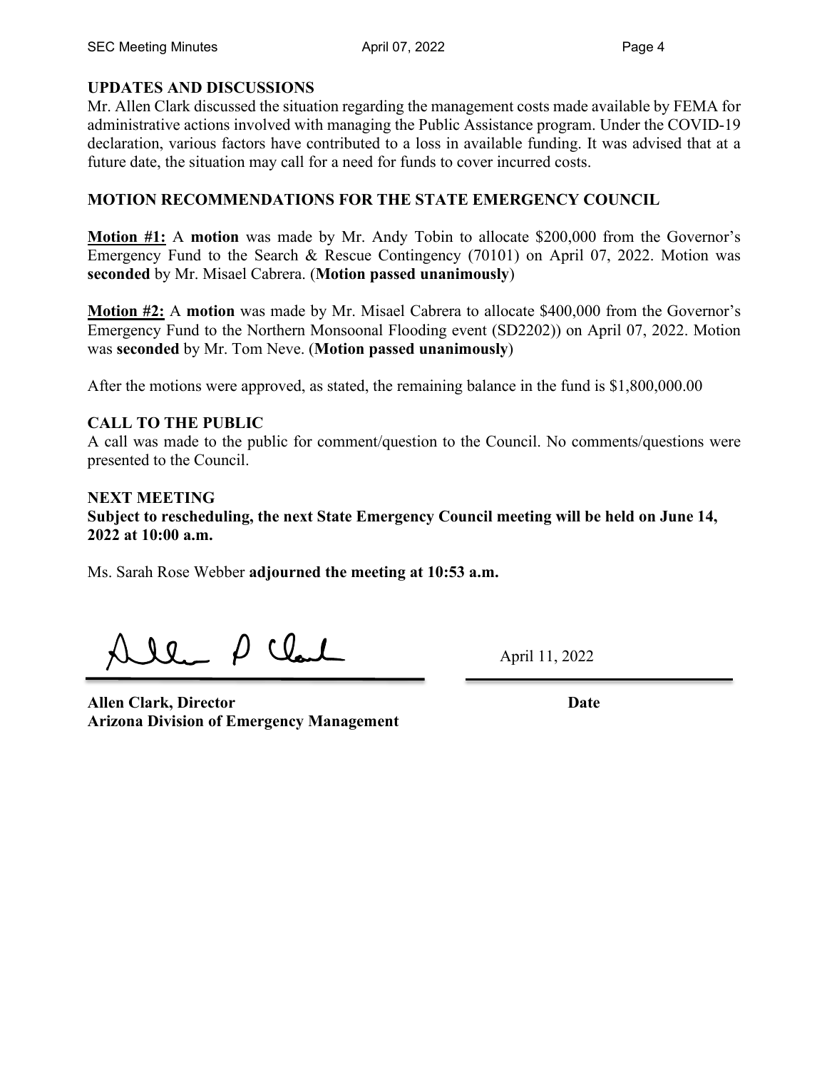**UPDATES AND DISCUSSIONS**

Mr. Allen Clark discussed the situation regarding the management costs made available by FEMA for administrative actions involved with managing the Public Assistance program. Under the COVID-19 declaration, various factors have contributed to a loss in available funding. It was advised that at a future date, the situation may call for a need for funds to cover incurred costs.

**MOTION RECOMMENDATIONS FOR THE STATE EMERGENCY COUNCIL**

**Motion #1:** A **motion** was made by Mr. Andy Tobin to allocate $200,000 from the Governor's Emergency Fund to the Search & Rescue Contingency (70101) on April 07, 2022. Motion was **seconded** by Mr. Misael Cabrera. (**Motion passed unanimously**)

**Motion #2:** A **motion** was made by Mr. Misael Cabrera to allocate $400,000 from the Governor's Emergency Fund to the Northern Monsoonal Flooding event (SD2202)) on April 07, 2022. Motion was **seconded** by Mr. Tom Neve. (**Motion passed unanimously**)

After the motions were approved, as stated, the remaining balance in the fund is $1,800,000.00

**CALL TO THE PUBLIC**

A call was made to the public for comment/question to the Council. No comments/questions were presented to the Council.

**NEXT MEETING**

**Subject to rescheduling, the next State Emergency Council meeting will be held on June 14, 2022 at 10:00 a.m.**

Ms. Sarah Rose Webber **adjourned the meeting at 10:53 a.m.**

April 11, 2022

**Allen Clark, Director** | **Date**

**Arizona Division of Emergency Management**